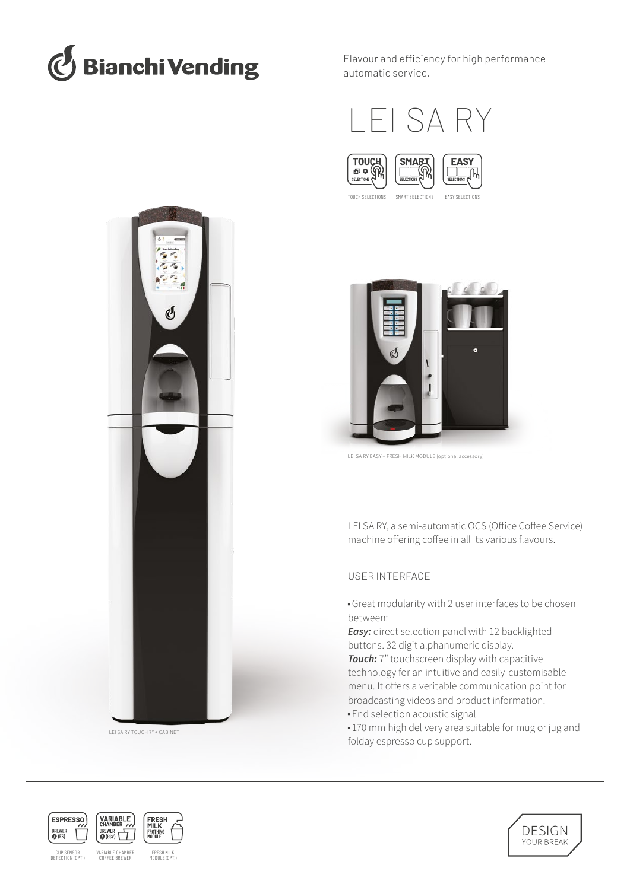Bianchi Vending

Flavour and efficiency for high performance automatic service.

# LEI SA RY

TOUCH SELECTIONS SMART SELECTIONS EASY SELECTIONS

LEI SA RY EASY + FRESH MILK MODULE (optional accessory)

LEI SA RY TOUCH 7" + CABINET

LEI SA RY, a semi-automatic OCS (Office Coffee Service) machine offering coffee in all its various flavours.

## USER INTERFACE

- Great modularity with 2 user interfaces to be chosen between:
  ***Easy:*** direct selection panel with 12 backlighted buttons. 32 digit alphanumeric display.
  ***Touch:*** 7" touchscreen display with capacitive technology for an intuitive and easily-customisable menu. It offers a veritable communication point for broadcasting videos and product information.
- End selection acoustic signal.
- 170 mm high delivery area suitable for mug or jug and folday espresso cup support.

CUP SENSOR DETECTION (OPT.) VARIABLE CHAMBER COFFEE BREWER FRESH MILK MODULE (OPT.)

DESIGN YOUR BREAK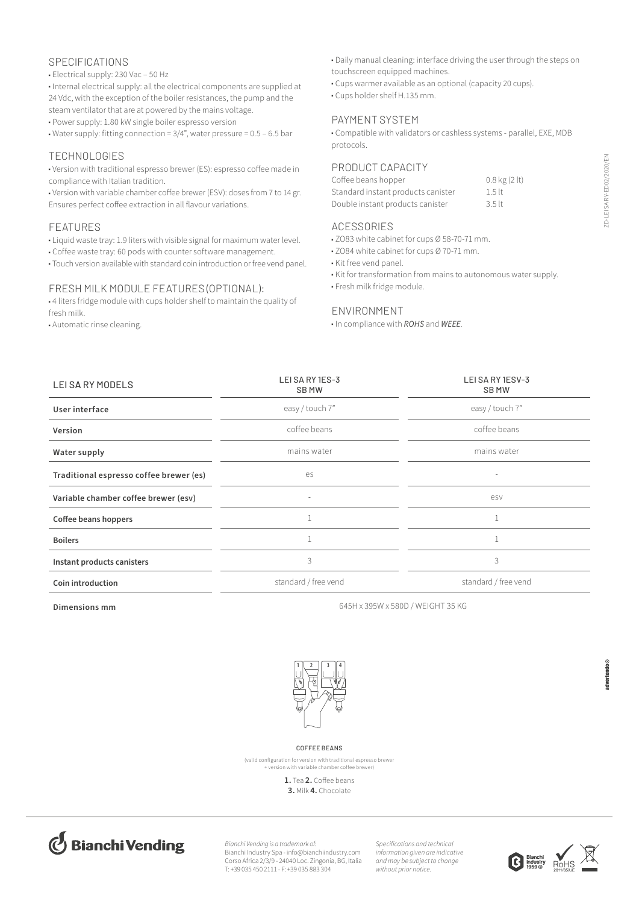## SPECIFICATIONS

- Electrical supply: 230 Vac – 50 Hz
- Internal electrical supply: all the electrical components are supplied at 24 Vdc, with the exception of the boiler resistances, the pump and the steam ventilator that are at powered by the mains voltage.
- Power supply: 1.80 kW single boiler espresso version
- Water supply: fitting connection = 3/4", water pressure = 0.5 – 6.5 bar

## TECHNOLOGIES

- Version with traditional espresso brewer (ES): espresso coffee made in compliance with Italian tradition.
- Version with variable chamber coffee brewer (ESV): doses from 7 to 14 gr. Ensures perfect coffee extraction in all flavour variations.

## FEATURES

- Liquid waste tray: 1.9 liters with visible signal for maximum water level.
- Coffee waste tray: 60 pods with counter software management.
- Touch version available with standard coin introduction or free vend panel.

## FRESH MILK MODULE FEATURES (OPTIONAL):

- 4 liters fridge module with cups holder shelf to maintain the quality of fresh milk.
- Automatic rinse cleaning.
- Daily manual cleaning: interface driving the user through the steps on touchscreen equipped machines.
- Cups warmer available as an optional (capacity 20 cups).
- Cups holder shelf H.135 mm.

## PAYMENT SYSTEM

- Compatible with validators or cashless systems - parallel, EXE, MDB protocols.

## PRODUCT CAPACITY

| | |
|---|---|
| Coffee beans hopper | 0.8 kg (2 lt) |
| Standard instant products canister | 1.5 lt |
| Double instant products canister | 3.5 lt |

## ACESSORIES

- ZO83 white cabinet for cups Ø 58-70-71 mm.
- ZO84 white cabinet for cups Ø 70-71 mm.
- Kit free vend panel.
- Kit for transformation from mains to autonomous water supply.
- Fresh milk fridge module.

## ENVIRONMENT

- In compliance with ***ROHS*** and ***WEEE***.

| LEI SA RY MODELS | LEI SA RY 1ES-3 SB MW | LEI SA RY 1ESV-3 SB MW |
|---|---|---|
| **User interface** | easy / touch 7" | easy / touch 7" |
| **Version** | coffee beans | coffee beans |
| **Water supply** | mains water | mains water |
| **Traditional espresso coffee brewer (es)** | es | - |
| **Variable chamber coffee brewer (esv)** | - | esv |
| **Coffee beans hoppers** | 1 | 1 |
| **Boilers** | 1 | 1 |
| **Instant products canisters** | 3 | 3 |
| **Coin introduction** | standard / free vend | standard / free vend |
| **Dimensions mm** | 645H x 395W x 580D / WEIGHT 35 KG | |

COFFEE BEANS

(valid configuration for version with traditional espresso brewer + version with variable chamber coffee brewer)

**1.** Tea **2.** Coffee beans
**3.** Milk **4.** Chocolate

ZD-LEI SA RY-ED02/2020/EN

Bianchi Vending

*Bianchi Vending is a trademark of:*
Bianchi Industry Spa - info@bianchiindustry.com
Corso Africa 2/3/9 - 24040 Loc. Zingonia, BG, Italia
T: +39 035 450 2111 - F: +39 035 883 304

*Specifications and technical information given are indicative and may be subject to change without prior notice.*